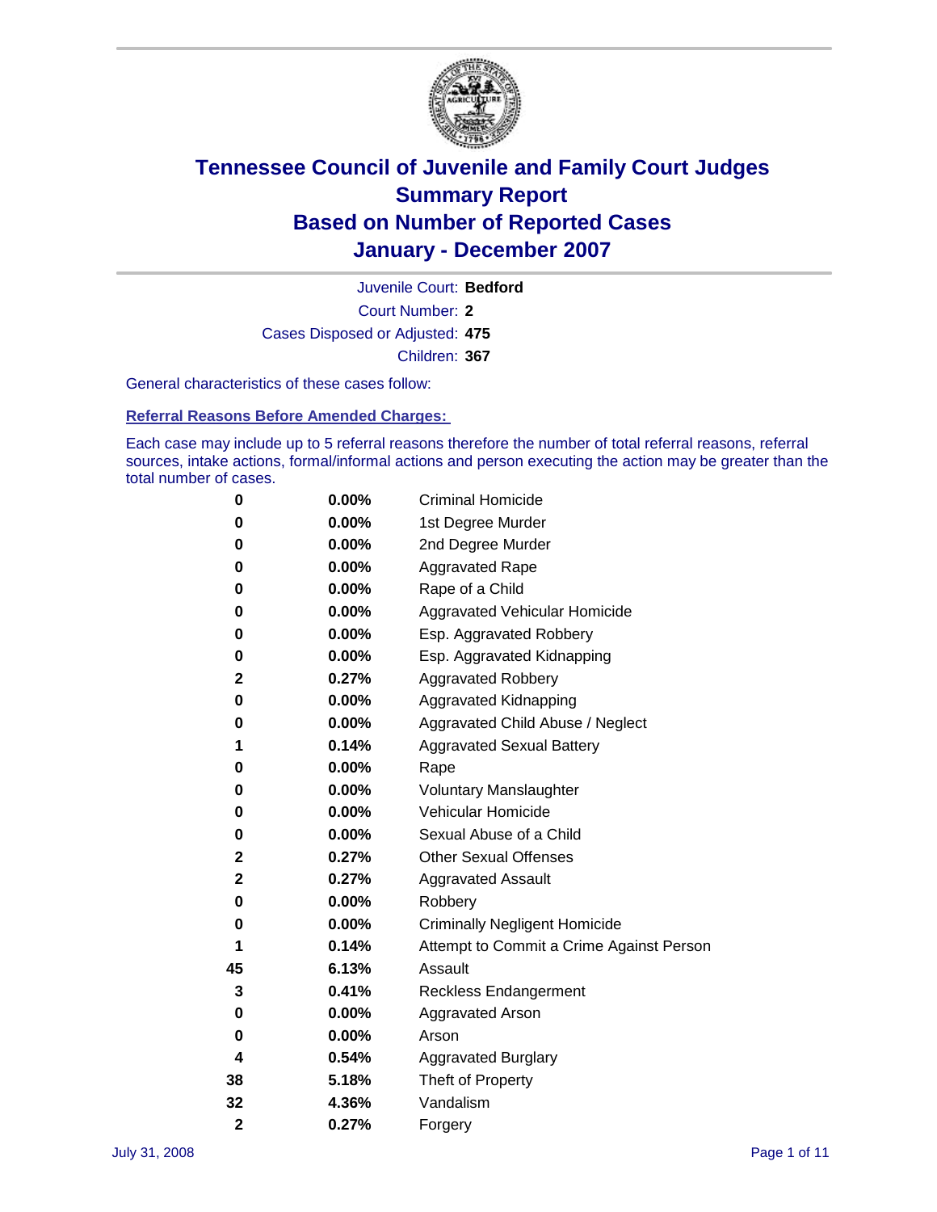# Tennessee Council of Juvenile and Family Court Judges
# Summary Report
# Based on Number of Reported Cases
# January - December 2007

Juvenile Court: **Bedford**

Court Number: **2**

Cases Disposed or Adjusted: **475**

Children: **367**

General characteristics of these cases follow:

## Referral Reasons Before Amended Charges:

Each case may include up to 5 referral reasons therefore the number of total referral reasons, referral sources, intake actions, formal/informal actions and person executing the action may be greater than the total number of cases.

| Count | Percent | Referral Reason |
|---|---|---|
| 0 | 0.00% | Criminal Homicide |
| 0 | 0.00% | 1st Degree Murder |
| 0 | 0.00% | 2nd Degree Murder |
| 0 | 0.00% | Aggravated Rape |
| 0 | 0.00% | Rape of a Child |
| 0 | 0.00% | Aggravated Vehicular Homicide |
| 0 | 0.00% | Esp. Aggravated Robbery |
| 0 | 0.00% | Esp. Aggravated Kidnapping |
| 2 | 0.27% | Aggravated Robbery |
| 0 | 0.00% | Aggravated Kidnapping |
| 0 | 0.00% | Aggravated Child Abuse / Neglect |
| 1 | 0.14% | Aggravated Sexual Battery |
| 0 | 0.00% | Rape |
| 0 | 0.00% | Voluntary Manslaughter |
| 0 | 0.00% | Vehicular Homicide |
| 0 | 0.00% | Sexual Abuse of a Child |
| 2 | 0.27% | Other Sexual Offenses |
| 2 | 0.27% | Aggravated Assault |
| 0 | 0.00% | Robbery |
| 0 | 0.00% | Criminally Negligent Homicide |
| 1 | 0.14% | Attempt to Commit a Crime Against Person |
| 45 | 6.13% | Assault |
| 3 | 0.41% | Reckless Endangerment |
| 0 | 0.00% | Aggravated Arson |
| 0 | 0.00% | Arson |
| 4 | 0.54% | Aggravated Burglary |
| 38 | 5.18% | Theft of Property |
| 32 | 4.36% | Vandalism |
| 2 | 0.27% | Forgery |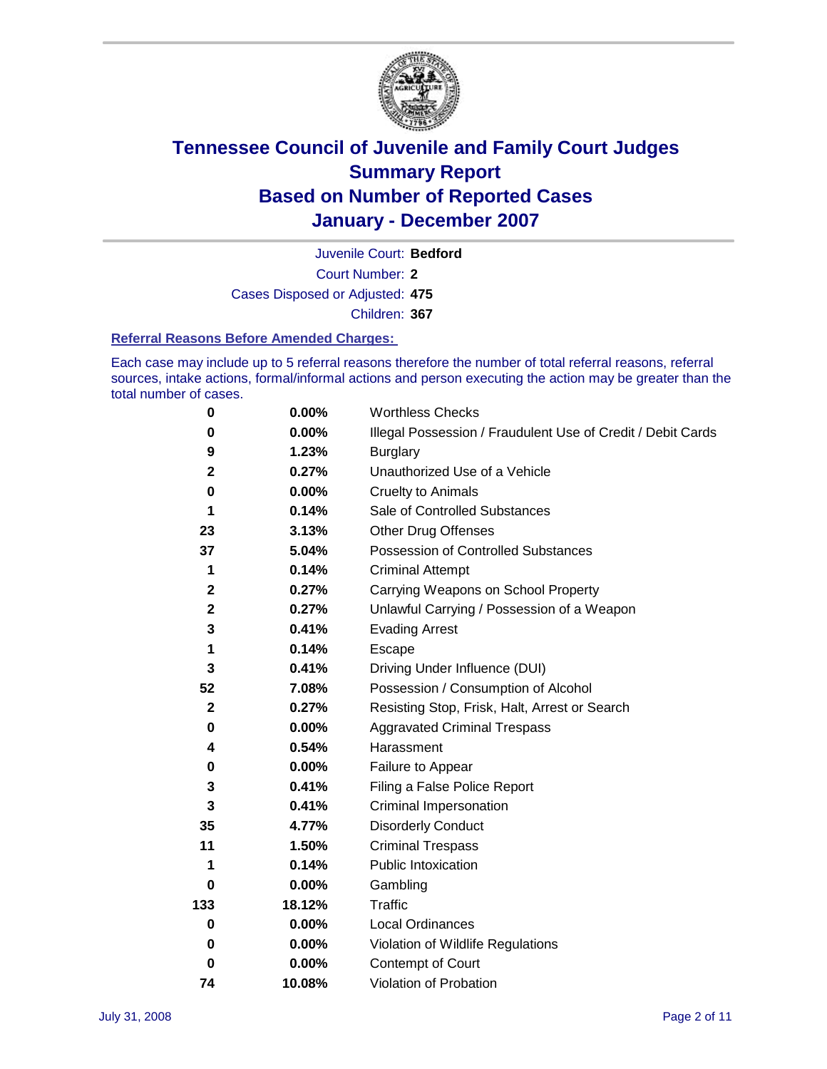# Tennessee Council of Juvenile and Family Court Judges
# Summary Report
# Based on Number of Reported Cases
# January - December 2007

Juvenile Court: **Bedford**

Court Number: **2**

Cases Disposed or Adjusted: **475**

Children: **367**

### Referral Reasons Before Amended Charges:

Each case may include up to 5 referral reasons therefore the number of total referral reasons, referral sources, intake actions, formal/informal actions and person executing the action may be greater than the total number of cases.

| Count | Percent | Referral Reason |
|---|---|---|
| 0 | 0.00% | Worthless Checks |
| 0 | 0.00% | Illegal Possession / Fraudulent Use of Credit / Debit Cards |
| 9 | 1.23% | Burglary |
| 2 | 0.27% | Unauthorized Use of a Vehicle |
| 0 | 0.00% | Cruelty to Animals |
| 1 | 0.14% | Sale of Controlled Substances |
| 23 | 3.13% | Other Drug Offenses |
| 37 | 5.04% | Possession of Controlled Substances |
| 1 | 0.14% | Criminal Attempt |
| 2 | 0.27% | Carrying Weapons on School Property |
| 2 | 0.27% | Unlawful Carrying / Possession of a Weapon |
| 3 | 0.41% | Evading Arrest |
| 1 | 0.14% | Escape |
| 3 | 0.41% | Driving Under Influence (DUI) |
| 52 | 7.08% | Possession / Consumption of Alcohol |
| 2 | 0.27% | Resisting Stop, Frisk, Halt, Arrest or Search |
| 0 | 0.00% | Aggravated Criminal Trespass |
| 4 | 0.54% | Harassment |
| 0 | 0.00% | Failure to Appear |
| 3 | 0.41% | Filing a False Police Report |
| 3 | 0.41% | Criminal Impersonation |
| 35 | 4.77% | Disorderly Conduct |
| 11 | 1.50% | Criminal Trespass |
| 1 | 0.14% | Public Intoxication |
| 0 | 0.00% | Gambling |
| 133 | 18.12% | Traffic |
| 0 | 0.00% | Local Ordinances |
| 0 | 0.00% | Violation of Wildlife Regulations |
| 0 | 0.00% | Contempt of Court |
| 74 | 10.08% | Violation of Probation |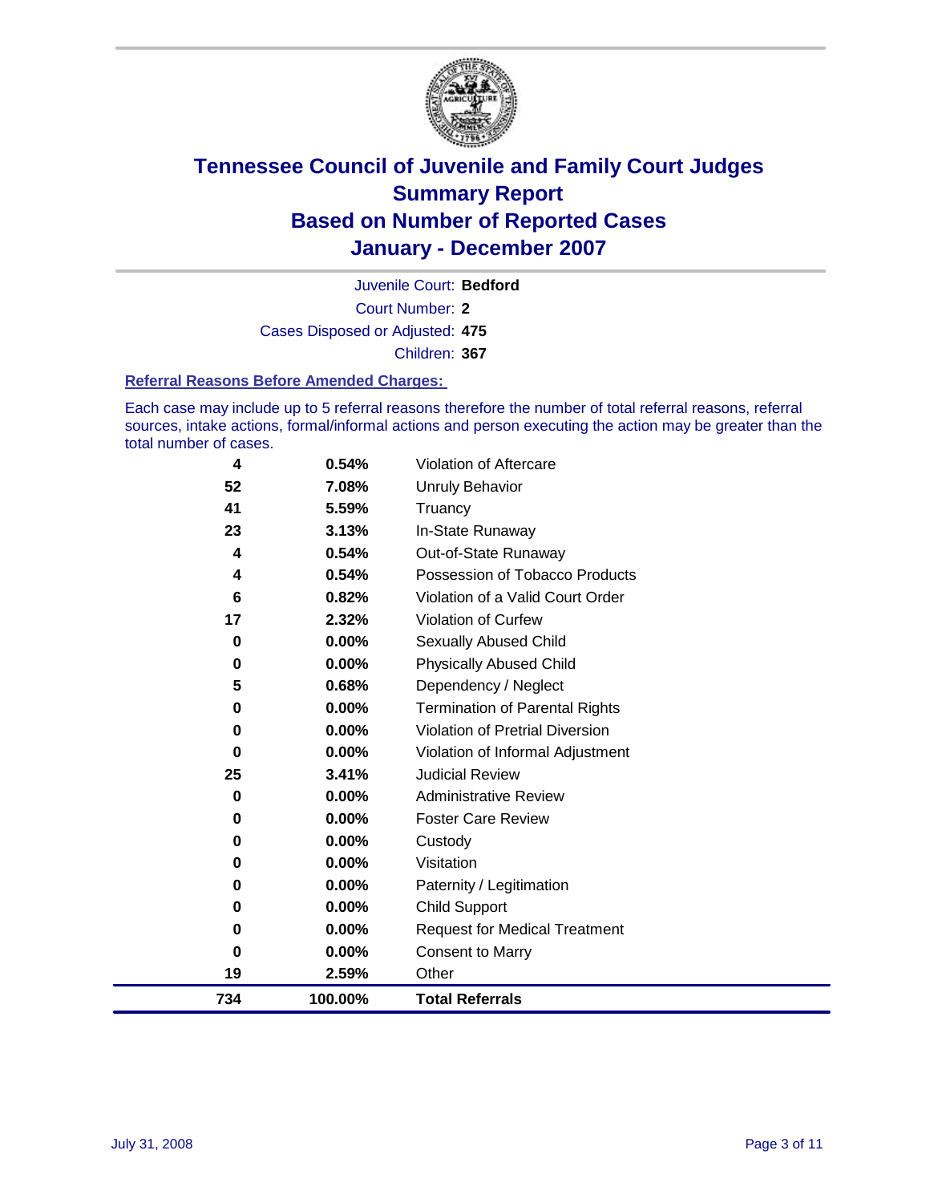# Tennessee Council of Juvenile and Family Court Judges
## Summary Report
## Based on Number of Reported Cases
## January - December 2007

Juvenile Court: **Bedford**

Court Number: **2**

Cases Disposed or Adjusted: **475**

Children: **367**

### Referral Reasons Before Amended Charges:

Each case may include up to 5 referral reasons therefore the number of total referral reasons, referral sources, intake actions, formal/informal actions and person executing the action may be greater than the total number of cases.

| Count | Percent | Referral Reason |
|---|---|---|
| 4 | 0.54% | Violation of Aftercare |
| 52 | 7.08% | Unruly Behavior |
| 41 | 5.59% | Truancy |
| 23 | 3.13% | In-State Runaway |
| 4 | 0.54% | Out-of-State Runaway |
| 4 | 0.54% | Possession of Tobacco Products |
| 6 | 0.82% | Violation of a Valid Court Order |
| 17 | 2.32% | Violation of Curfew |
| 0 | 0.00% | Sexually Abused Child |
| 0 | 0.00% | Physically Abused Child |
| 5 | 0.68% | Dependency / Neglect |
| 0 | 0.00% | Termination of Parental Rights |
| 0 | 0.00% | Violation of Pretrial Diversion |
| 0 | 0.00% | Violation of Informal Adjustment |
| 25 | 3.41% | Judicial Review |
| 0 | 0.00% | Administrative Review |
| 0 | 0.00% | Foster Care Review |
| 0 | 0.00% | Custody |
| 0 | 0.00% | Visitation |
| 0 | 0.00% | Paternity / Legitimation |
| 0 | 0.00% | Child Support |
| 0 | 0.00% | Request for Medical Treatment |
| 0 | 0.00% | Consent to Marry |
| 19 | 2.59% | Other |
| **734** | **100.00%** | **Total Referrals** |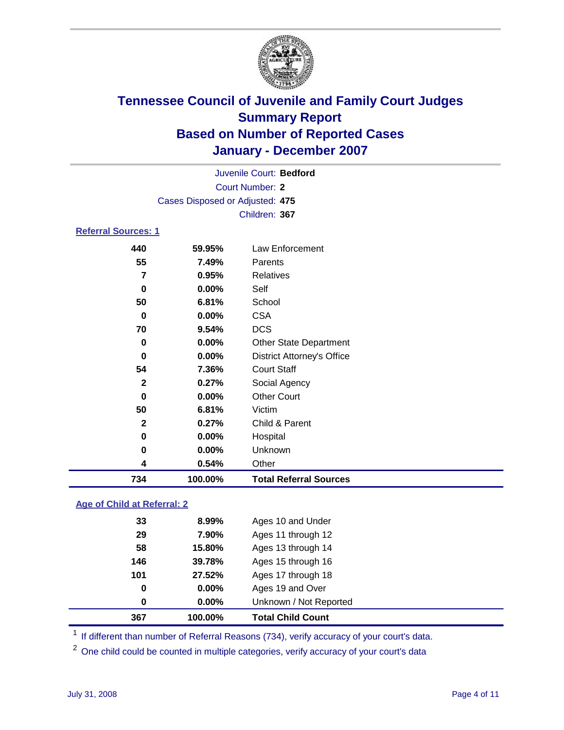# Tennessee Council of Juvenile and Family Court Judges
## Summary Report
## Based on Number of Reported Cases
## January - December 2007

Juvenile Court: **Bedford**
Court Number: **2**
Cases Disposed or Adjusted: **475**
Children: **367**

### Referral Sources: 1

| | | |
|---|---|---|
| 440 | 59.95% | Law Enforcement |
| 55 | 7.49% | Parents |
| 7 | 0.95% | Relatives |
| 0 | 0.00% | Self |
| 50 | 6.81% | School |
| 0 | 0.00% | CSA |
| 70 | 9.54% | DCS |
| 0 | 0.00% | Other State Department |
| 0 | 0.00% | District Attorney's Office |
| 54 | 7.36% | Court Staff |
| 2 | 0.27% | Social Agency |
| 0 | 0.00% | Other Court |
| 50 | 6.81% | Victim |
| 2 | 0.27% | Child & Parent |
| 0 | 0.00% | Hospital |
| 0 | 0.00% | Unknown |
| 4 | 0.54% | Other |
| **734** | **100.00%** | **Total Referral Sources** |

### Age of Child at Referral: 2

| | | |
|---|---|---|
| 33 | 8.99% | Ages 10 and Under |
| 29 | 7.90% | Ages 11 through 12 |
| 58 | 15.80% | Ages 13 through 14 |
| 146 | 39.78% | Ages 15 through 16 |
| 101 | 27.52% | Ages 17 through 18 |
| 0 | 0.00% | Ages 19 and Over |
| 0 | 0.00% | Unknown / Not Reported |
| **367** | **100.00%** | **Total Child Count** |

[1] If different than number of Referral Reasons (734), verify accuracy of your court's data.

[2] One child could be counted in multiple categories, verify accuracy of your court's data

July 31, 2008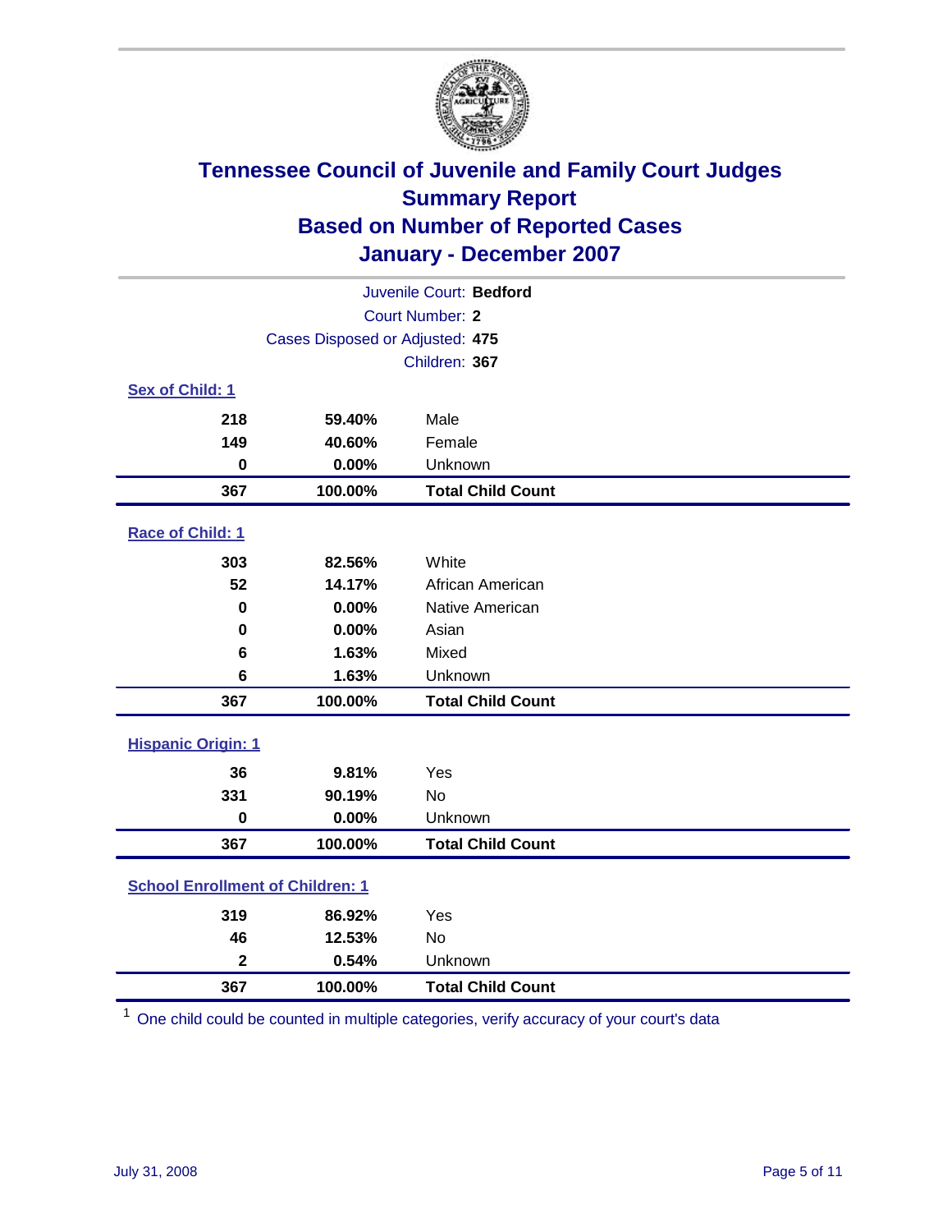# Tennessee Council of Juvenile and Family Court Judges
## Summary Report
## Based on Number of Reported Cases
## January - December 2007

Juvenile Court: **Bedford**
Court Number: **2**
Cases Disposed or Adjusted: **475**
Children: **367**

### Sex of Child: 1

| Count | Percent | Category |
|---|---|---|
| 218 | 59.40% | Male |
| 149 | 40.60% | Female |
| 0 | 0.00% | Unknown |
| **367** | **100.00%** | **Total Child Count** |

### Race of Child: 1

| Count | Percent | Category |
|---|---|---|
| 303 | 82.56% | White |
| 52 | 14.17% | African American |
| 0 | 0.00% | Native American |
| 0 | 0.00% | Asian |
| 6 | 1.63% | Mixed |
| 6 | 1.63% | Unknown |
| **367** | **100.00%** | **Total Child Count** |

### Hispanic Origin: 1

| Count | Percent | Category |
|---|---|---|
| 36 | 9.81% | Yes |
| 331 | 90.19% | No |
| 0 | 0.00% | Unknown |
| **367** | **100.00%** | **Total Child Count** |

### School Enrollment of Children: 1

| Count | Percent | Category |
|---|---|---|
| 319 | 86.92% | Yes |
| 46 | 12.53% | No |
| 2 | 0.54% | Unknown |
| **367** | **100.00%** | **Total Child Count** |

[1] One child could be counted in multiple categories, verify accuracy of your court's data

July 31, 2008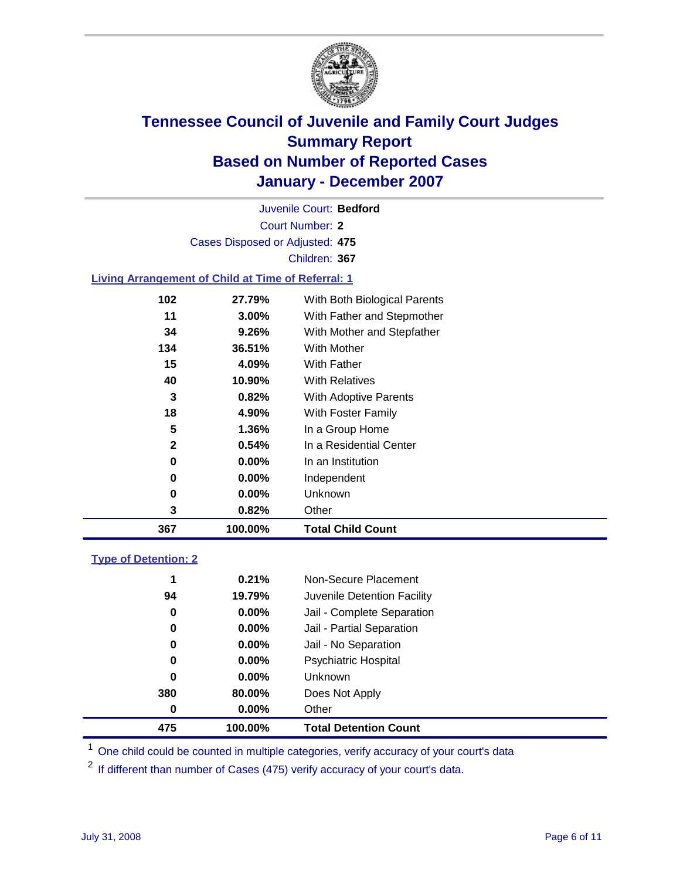# Tennessee Council of Juvenile and Family Court Judges
## Summary Report
## Based on Number of Reported Cases
## January - December 2007

Juvenile Court: **Bedford**

Court Number: **2**

Cases Disposed or Adjusted: **475**

Children: **367**

### Living Arrangement of Child at Time of Referral: 1

| | | |
|---|---|---|
| 102 | 27.79% | With Both Biological Parents |
| 11 | 3.00% | With Father and Stepmother |
| 34 | 9.26% | With Mother and Stepfather |
| 134 | 36.51% | With Mother |
| 15 | 4.09% | With Father |
| 40 | 10.90% | With Relatives |
| 3 | 0.82% | With Adoptive Parents |
| 18 | 4.90% | With Foster Family |
| 5 | 1.36% | In a Group Home |
| 2 | 0.54% | In a Residential Center |
| 0 | 0.00% | In an Institution |
| 0 | 0.00% | Independent |
| 0 | 0.00% | Unknown |
| 3 | 0.82% | Other |
| **367** | **100.00%** | **Total Child Count** |

### Type of Detention: 2

| | | |
|---|---|---|
| 1 | 0.21% | Non-Secure Placement |
| 94 | 19.79% | Juvenile Detention Facility |
| 0 | 0.00% | Jail - Complete Separation |
| 0 | 0.00% | Jail - Partial Separation |
| 0 | 0.00% | Jail - No Separation |
| 0 | 0.00% | Psychiatric Hospital |
| 0 | 0.00% | Unknown |
| 380 | 80.00% | Does Not Apply |
| 0 | 0.00% | Other |
| **475** | **100.00%** | **Total Detention Count** |

[1] One child could be counted in multiple categories, verify accuracy of your court's data

[2] If different than number of Cases (475) verify accuracy of your court's data.

July 31, 2008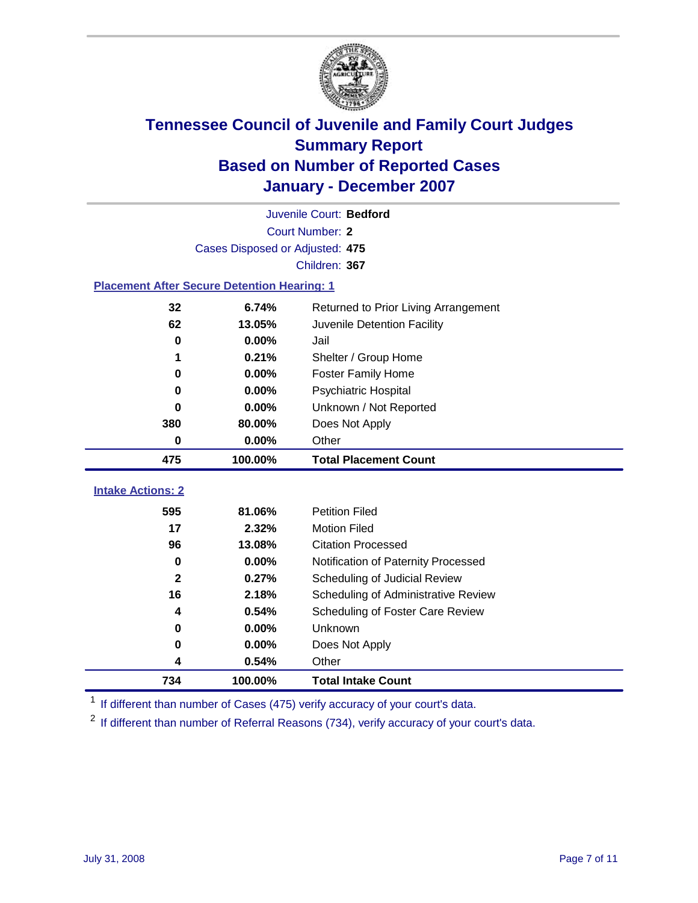# Tennessee Council of Juvenile and Family Court Judges
## Summary Report
## Based on Number of Reported Cases
## January - December 2007

Juvenile Court: **Bedford**

Court Number: **2**

Cases Disposed or Adjusted: **475**

Children: **367**

### Placement After Secure Detention Hearing: 1

| | | |
|---|---|---|
| 32 | 6.74% | Returned to Prior Living Arrangement |
| 62 | 13.05% | Juvenile Detention Facility |
| 0 | 0.00% | Jail |
| 1 | 0.21% | Shelter / Group Home |
| 0 | 0.00% | Foster Family Home |
| 0 | 0.00% | Psychiatric Hospital |
| 0 | 0.00% | Unknown / Not Reported |
| 380 | 80.00% | Does Not Apply |
| 0 | 0.00% | Other |
| **475** | **100.00%** | **Total Placement Count** |

### Intake Actions: 2

| | | |
|---|---|---|
| 595 | 81.06% | Petition Filed |
| 17 | 2.32% | Motion Filed |
| 96 | 13.08% | Citation Processed |
| 0 | 0.00% | Notification of Paternity Processed |
| 2 | 0.27% | Scheduling of Judicial Review |
| 16 | 2.18% | Scheduling of Administrative Review |
| 4 | 0.54% | Scheduling of Foster Care Review |
| 0 | 0.00% | Unknown |
| 0 | 0.00% | Does Not Apply |
| 4 | 0.54% | Other |
| **734** | **100.00%** | **Total Intake Count** |

[1] If different than number of Cases (475) verify accuracy of your court's data.

[2] If different than number of Referral Reasons (734), verify accuracy of your court's data.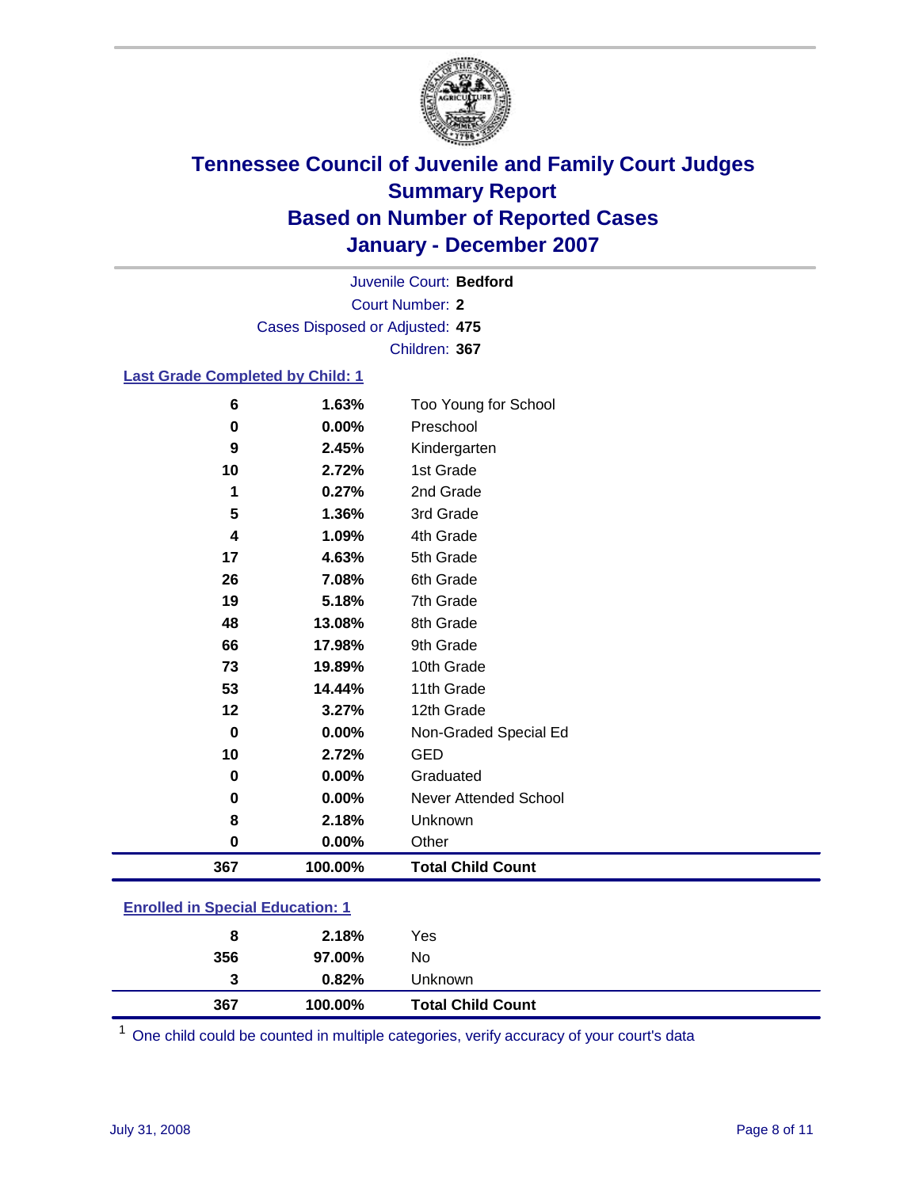# Tennessee Council of Juvenile and Family Court Judges
## Summary Report
## Based on Number of Reported Cases
## January - December 2007

Juvenile Court: **Bedford**
Court Number: **2**
Cases Disposed or Adjusted: **475**
Children: **367**

### Last Grade Completed by Child: 1

| Count | Percent | Category |
|---|---|---|
| 6 | 1.63% | Too Young for School |
| 0 | 0.00% | Preschool |
| 9 | 2.45% | Kindergarten |
| 10 | 2.72% | 1st Grade |
| 1 | 0.27% | 2nd Grade |
| 5 | 1.36% | 3rd Grade |
| 4 | 1.09% | 4th Grade |
| 17 | 4.63% | 5th Grade |
| 26 | 7.08% | 6th Grade |
| 19 | 5.18% | 7th Grade |
| 48 | 13.08% | 8th Grade |
| 66 | 17.98% | 9th Grade |
| 73 | 19.89% | 10th Grade |
| 53 | 14.44% | 11th Grade |
| 12 | 3.27% | 12th Grade |
| 0 | 0.00% | Non-Graded Special Ed |
| 10 | 2.72% | GED |
| 0 | 0.00% | Graduated |
| 0 | 0.00% | Never Attended School |
| 8 | 2.18% | Unknown |
| 0 | 0.00% | Other |
| **367** | **100.00%** | **Total Child Count** |

### Enrolled in Special Education: 1

| Count | Percent | Category |
|---|---|---|
| 8 | 2.18% | Yes |
| 356 | 97.00% | No |
| 3 | 0.82% | Unknown |
| **367** | **100.00%** | **Total Child Count** |

[1] One child could be counted in multiple categories, verify accuracy of your court's data

July 31, 2008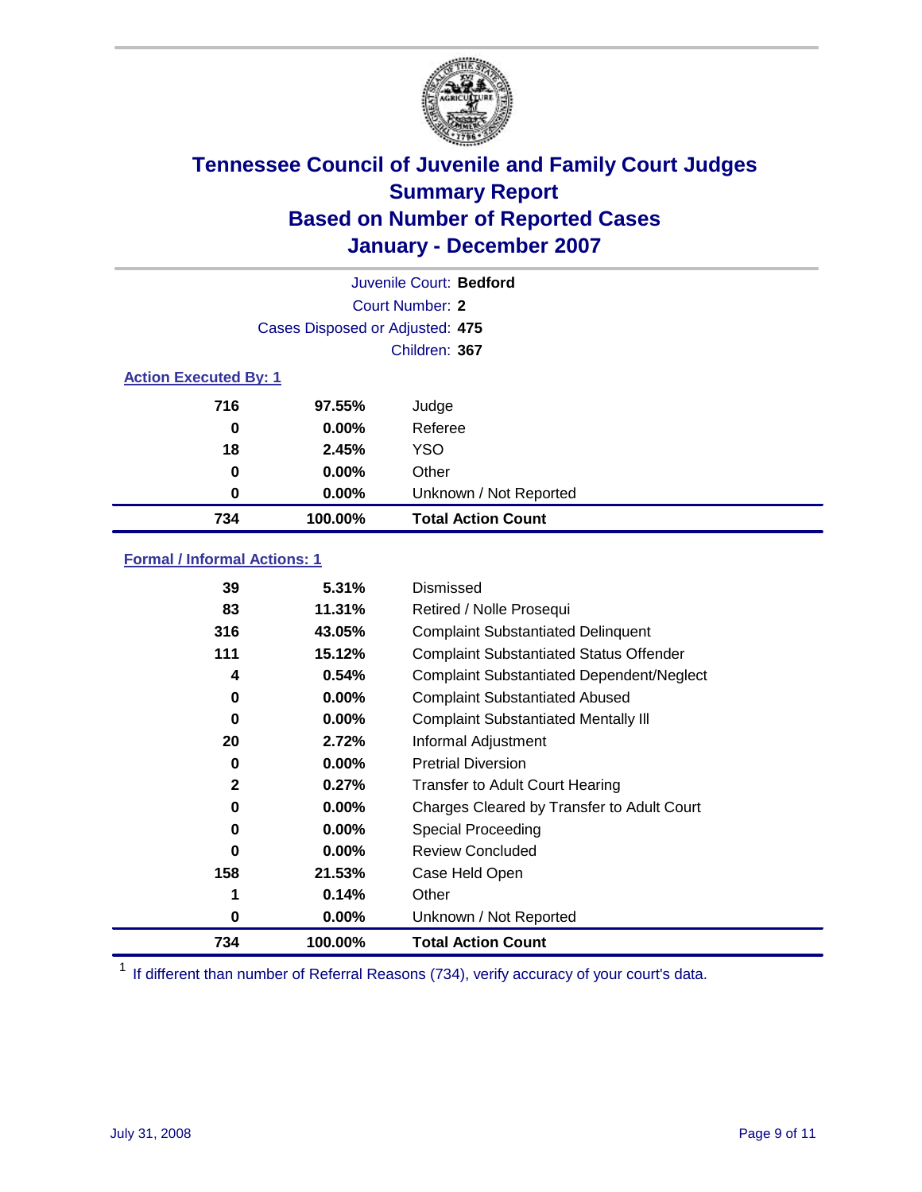# Tennessee Council of Juvenile and Family Court Judges
## Summary Report
## Based on Number of Reported Cases
## January - December 2007

Juvenile Court: **Bedford**

Court Number: **2**

Cases Disposed or Adjusted: **475**

Children: **367**

### Action Executed By: 1

| | | |
|---|---|---|
| 716 | 97.55% | Judge |
| 0 | 0.00% | Referee |
| 18 | 2.45% | YSO |
| 0 | 0.00% | Other |
| 0 | 0.00% | Unknown / Not Reported |
| **734** | **100.00%** | **Total Action Count** |

### Formal / Informal Actions: 1

| | | |
|---|---|---|
| 39 | 5.31% | Dismissed |
| 83 | 11.31% | Retired / Nolle Prosequi |
| 316 | 43.05% | Complaint Substantiated Delinquent |
| 111 | 15.12% | Complaint Substantiated Status Offender |
| 4 | 0.54% | Complaint Substantiated Dependent/Neglect |
| 0 | 0.00% | Complaint Substantiated Abused |
| 0 | 0.00% | Complaint Substantiated Mentally Ill |
| 20 | 2.72% | Informal Adjustment |
| 0 | 0.00% | Pretrial Diversion |
| 2 | 0.27% | Transfer to Adult Court Hearing |
| 0 | 0.00% | Charges Cleared by Transfer to Adult Court |
| 0 | 0.00% | Special Proceeding |
| 0 | 0.00% | Review Concluded |
| 158 | 21.53% | Case Held Open |
| 1 | 0.14% | Other |
| 0 | 0.00% | Unknown / Not Reported |
| **734** | **100.00%** | **Total Action Count** |

[1] If different than number of Referral Reasons (734), verify accuracy of your court's data.

July 31, 2008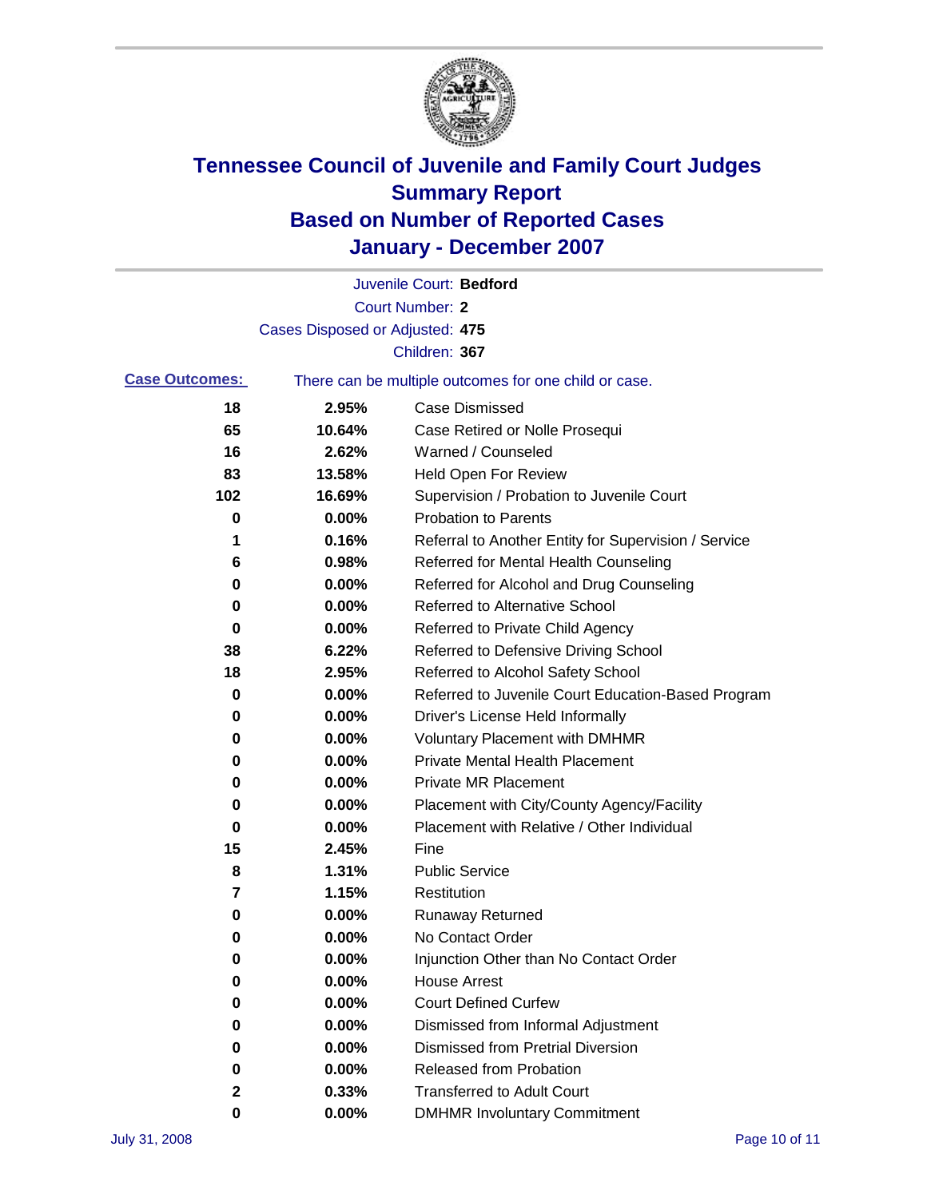# Tennessee Council of Juvenile and Family Court Judges
## Summary Report
## Based on Number of Reported Cases
## January - December 2007

Juvenile Court: **Bedford**

Court Number: **2**

Cases Disposed or Adjusted: **475**

Children: **367**

**Case Outcomes:** There can be multiple outcomes for one child or case.

| Count | Percent | Outcome |
|---|---|---|
| 18 | 2.95% | Case Dismissed |
| 65 | 10.64% | Case Retired or Nolle Prosequi |
| 16 | 2.62% | Warned / Counseled |
| 83 | 13.58% | Held Open For Review |
| 102 | 16.69% | Supervision / Probation to Juvenile Court |
| 0 | 0.00% | Probation to Parents |
| 1 | 0.16% | Referral to Another Entity for Supervision / Service |
| 6 | 0.98% | Referred for Mental Health Counseling |
| 0 | 0.00% | Referred for Alcohol and Drug Counseling |
| 0 | 0.00% | Referred to Alternative School |
| 0 | 0.00% | Referred to Private Child Agency |
| 38 | 6.22% | Referred to Defensive Driving School |
| 18 | 2.95% | Referred to Alcohol Safety School |
| 0 | 0.00% | Referred to Juvenile Court Education-Based Program |
| 0 | 0.00% | Driver's License Held Informally |
| 0 | 0.00% | Voluntary Placement with DMHMR |
| 0 | 0.00% | Private Mental Health Placement |
| 0 | 0.00% | Private MR Placement |
| 0 | 0.00% | Placement with City/County Agency/Facility |
| 0 | 0.00% | Placement with Relative / Other Individual |
| 15 | 2.45% | Fine |
| 8 | 1.31% | Public Service |
| 7 | 1.15% | Restitution |
| 0 | 0.00% | Runaway Returned |
| 0 | 0.00% | No Contact Order |
| 0 | 0.00% | Injunction Other than No Contact Order |
| 0 | 0.00% | House Arrest |
| 0 | 0.00% | Court Defined Curfew |
| 0 | 0.00% | Dismissed from Informal Adjustment |
| 0 | 0.00% | Dismissed from Pretrial Diversion |
| 0 | 0.00% | Released from Probation |
| 2 | 0.33% | Transferred to Adult Court |
| 0 | 0.00% | DMHMR Involuntary Commitment |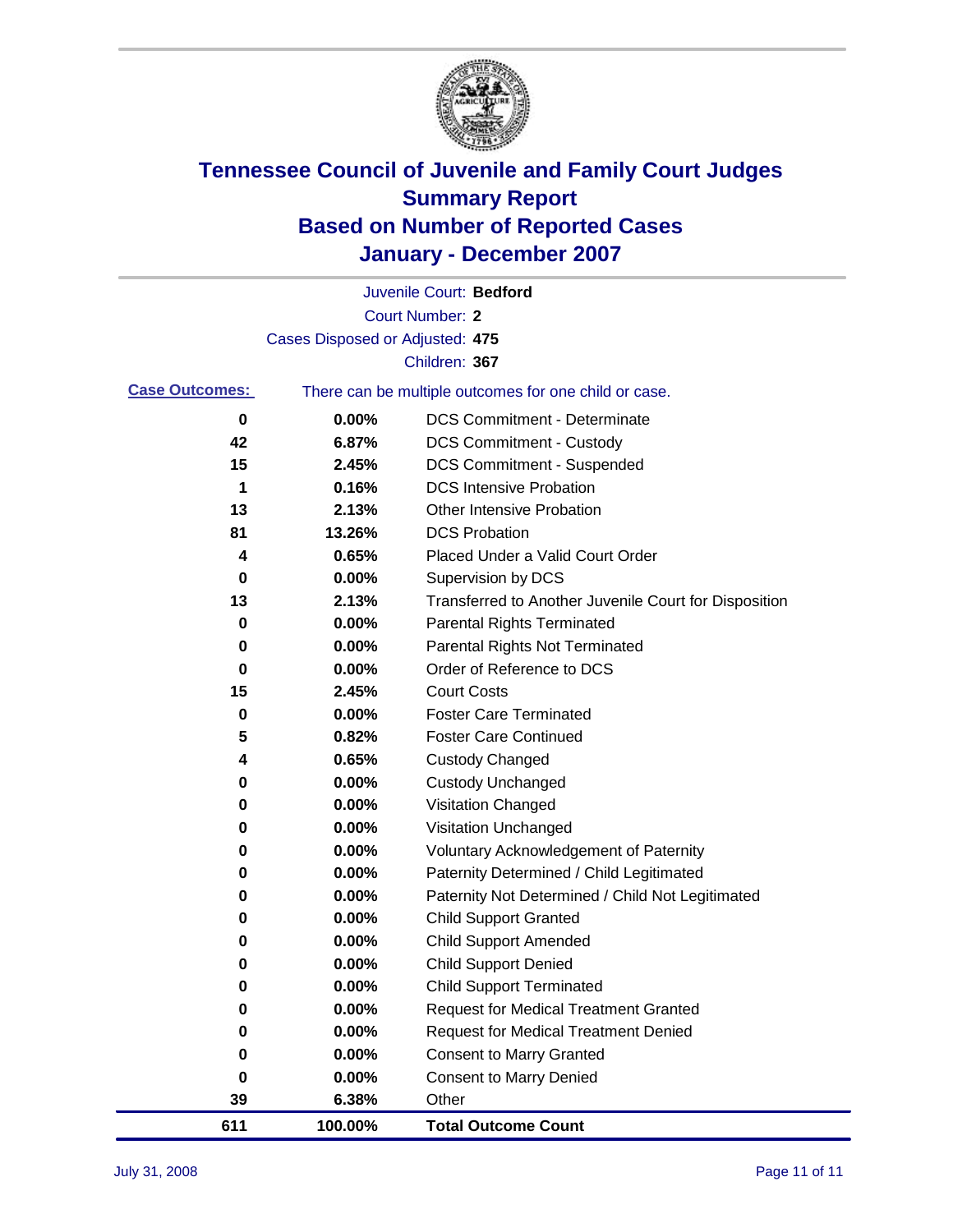# Tennessee Council of Juvenile and Family Court Judges
## Summary Report
## Based on Number of Reported Cases
## January - December 2007

Juvenile Court: **Bedford**

Court Number: **2**

Cases Disposed or Adjusted: **475**

Children: **367**

**Case Outcomes:** There can be multiple outcomes for one child or case.

| | | |
|---|---|---|
| 0 | 0.00% | DCS Commitment - Determinate |
| 42 | 6.87% | DCS Commitment - Custody |
| 15 | 2.45% | DCS Commitment - Suspended |
| 1 | 0.16% | DCS Intensive Probation |
| 13 | 2.13% | Other Intensive Probation |
| 81 | 13.26% | DCS Probation |
| 4 | 0.65% | Placed Under a Valid Court Order |
| 0 | 0.00% | Supervision by DCS |
| 13 | 2.13% | Transferred to Another Juvenile Court for Disposition |
| 0 | 0.00% | Parental Rights Terminated |
| 0 | 0.00% | Parental Rights Not Terminated |
| 0 | 0.00% | Order of Reference to DCS |
| 15 | 2.45% | Court Costs |
| 0 | 0.00% | Foster Care Terminated |
| 5 | 0.82% | Foster Care Continued |
| 4 | 0.65% | Custody Changed |
| 0 | 0.00% | Custody Unchanged |
| 0 | 0.00% | Visitation Changed |
| 0 | 0.00% | Visitation Unchanged |
| 0 | 0.00% | Voluntary Acknowledgement of Paternity |
| 0 | 0.00% | Paternity Determined / Child Legitimated |
| 0 | 0.00% | Paternity Not Determined / Child Not Legitimated |
| 0 | 0.00% | Child Support Granted |
| 0 | 0.00% | Child Support Amended |
| 0 | 0.00% | Child Support Denied |
| 0 | 0.00% | Child Support Terminated |
| 0 | 0.00% | Request for Medical Treatment Granted |
| 0 | 0.00% | Request for Medical Treatment Denied |
| 0 | 0.00% | Consent to Marry Granted |
| 0 | 0.00% | Consent to Marry Denied |
| 39 | 6.38% | Other |
| **611** | **100.00%** | **Total Outcome Count** |